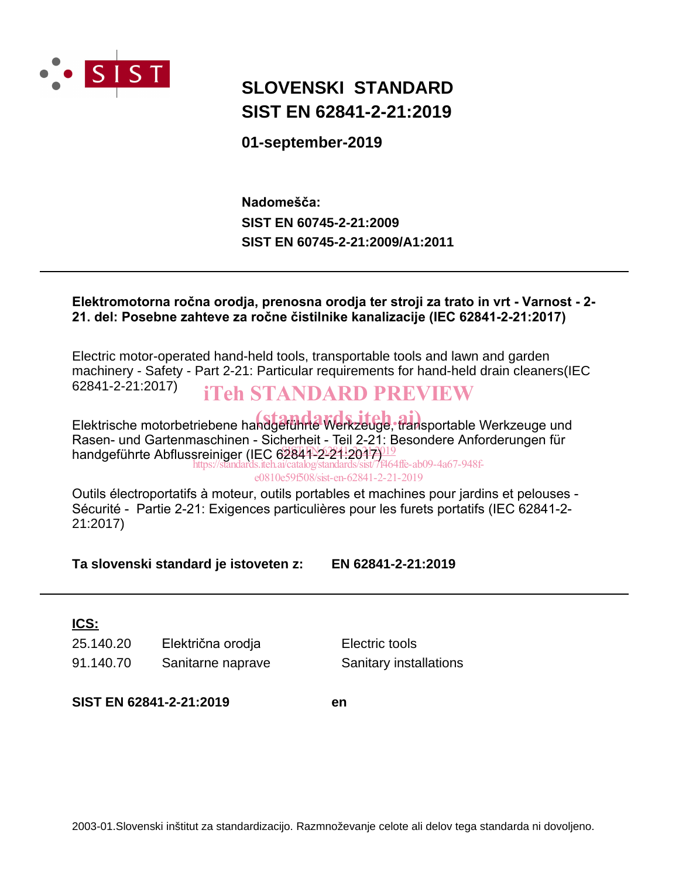# SLOVENSKI STANDARD
# SIST EN 62841-2-21:2019

**01-september-2019**

**Nadomešča:**
**SIST EN 60745-2-21:2009**
**SIST EN 60745-2-21:2009/A1:2011**

---

**Elektromotorna ročna orodja, prenosna orodja ter stroji za trato in vrt - Varnost - 2-21. del: Posebne zahteve za ročne čistilnike kanalizacije (IEC 62841-2-21:2017)**

Electric motor-operated hand-held tools, transportable tools and lawn and garden machinery - Safety - Part 2-21: Particular requirements for hand-held drain cleaners(IEC 62841-2-21:2017)

Elektrische motorbetriebene handgeführte Werkzeuge, transportable Werkzeuge und Rasen- und Gartenmaschinen - Sicherheit - Teil 2-21: Besondere Anforderungen für handgeführte Abflussreiniger (IEC 62841-2-21:2017)

Outils électroportatifs à moteur, outils portables et machines pour jardins et pelouses - Sécurité - Partie 2-21: Exigences particulières pour les furets portatifs (IEC 62841-2-21:2017)

**Ta slovenski standard je istoveten z:** **EN 62841-2-21:2019**

---

**ICS:**

| | | |
|---|---|---|
| 25.140.20 | Električna orodja | Electric tools |
| 91.140.70 | Sanitarne naprave | Sanitary installations |

**SIST EN 62841-2-21:2019** **en**

2003-01.Slovenski inštitut za standardizacijo. Razmnoževanje celote ali delov tega standarda ni dovoljeno.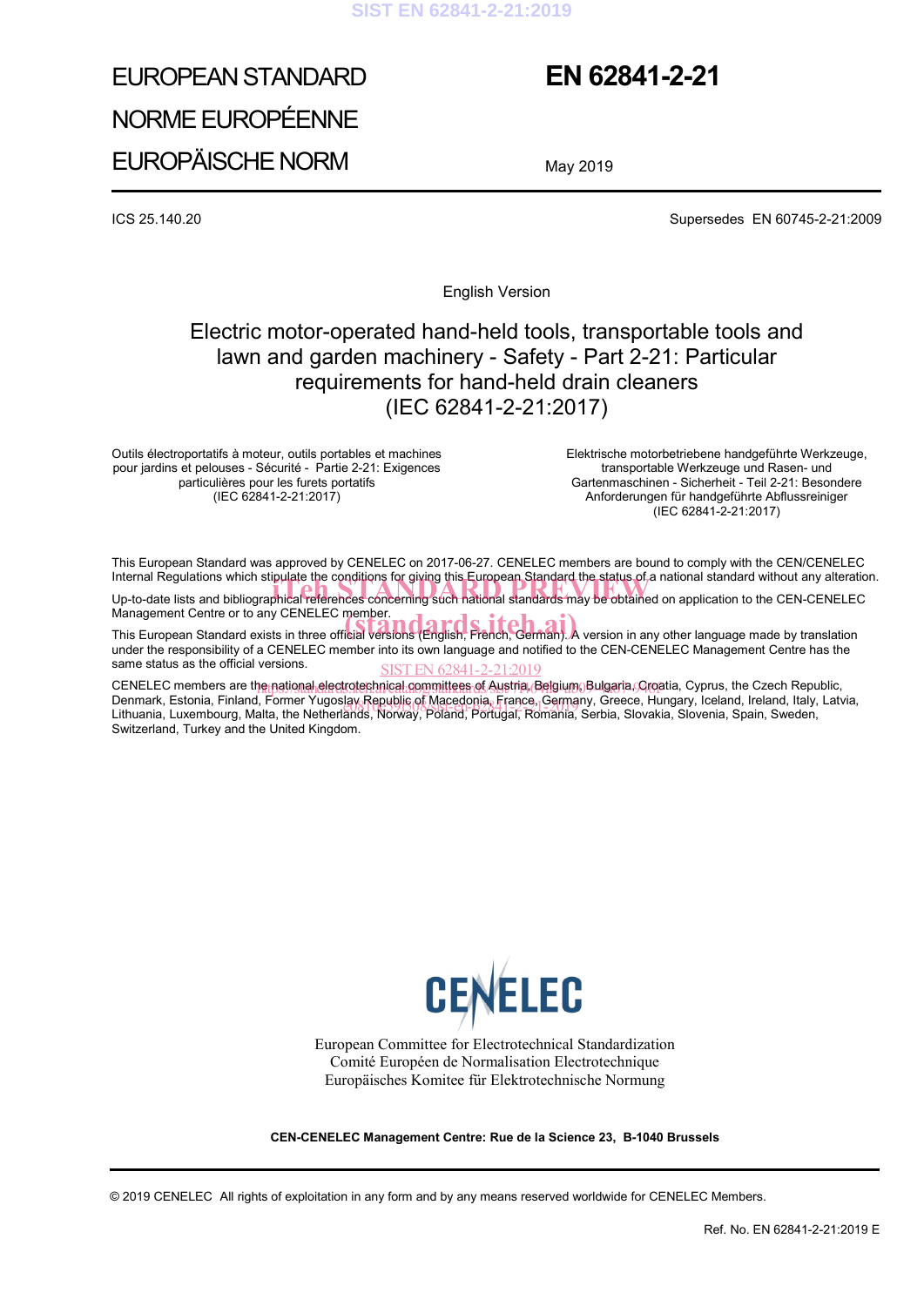# EUROPEAN STANDARD
# NORME EUROPÉENNE
# EUROPÄISCHE NORM

# EN 62841-2-21

May 2019

ICS 25.140.20

Supersedes EN 60745-2-21:2009

English Version

## Electric motor-operated hand-held tools, transportable tools and lawn and garden machinery - Safety - Part 2-21: Particular requirements for hand-held drain cleaners (IEC 62841-2-21:2017)

Outils électroportatifs à moteur, outils portables et machines pour jardins et pelouses - Sécurité - Partie 2-21: Exigences particulières pour les furets portatifs (IEC 62841-2-21:2017)

Elektrische motorbetriebene handgeführte Werkzeuge, transportable Werkzeuge und Rasen- und Gartenmaschinen - Sicherheit - Teil 2-21: Besondere Anforderungen für handgeführte Abflussreiniger (IEC 62841-2-21:2017)

This European Standard was approved by CENELEC on 2017-06-27. CENELEC members are bound to comply with the CEN/CENELEC Internal Regulations which stipulate the conditions for giving this European Standard the status of a national standard without any alteration.

Up-to-date lists and bibliographical references concerning such national standards may be obtained on application to the CEN-CENELEC Management Centre or to any CENELEC member.

This European Standard exists in three official versions (English, French, German). A version in any other language made by translation under the responsibility of a CENELEC member into its own language and notified to the CEN-CENELEC Management Centre has the same status as the official versions.

CENELEC members are the national electrotechnical committees of Austria, Belgium, Bulgaria, Croatia, Cyprus, the Czech Republic, Denmark, Estonia, Finland, Former Yugoslav Republic of Macedonia, France, Germany, Greece, Hungary, Iceland, Ireland, Italy, Latvia, Lithuania, Luxembourg, Malta, the Netherlands, Norway, Poland, Portugal, Romania, Serbia, Slovakia, Slovenia, Spain, Sweden, Switzerland, Turkey and the United Kingdom.

European Committee for Electrotechnical Standardization
Comité Européen de Normalisation Electrotechnique
Europäisches Komitee für Elektrotechnische Normung

**CEN-CENELEC Management Centre: Rue de la Science 23, B-1040 Brussels**

© 2019 CENELEC All rights of exploitation in any form and by any means reserved worldwide for CENELEC Members.

Ref. No. EN 62841-2-21:2019 E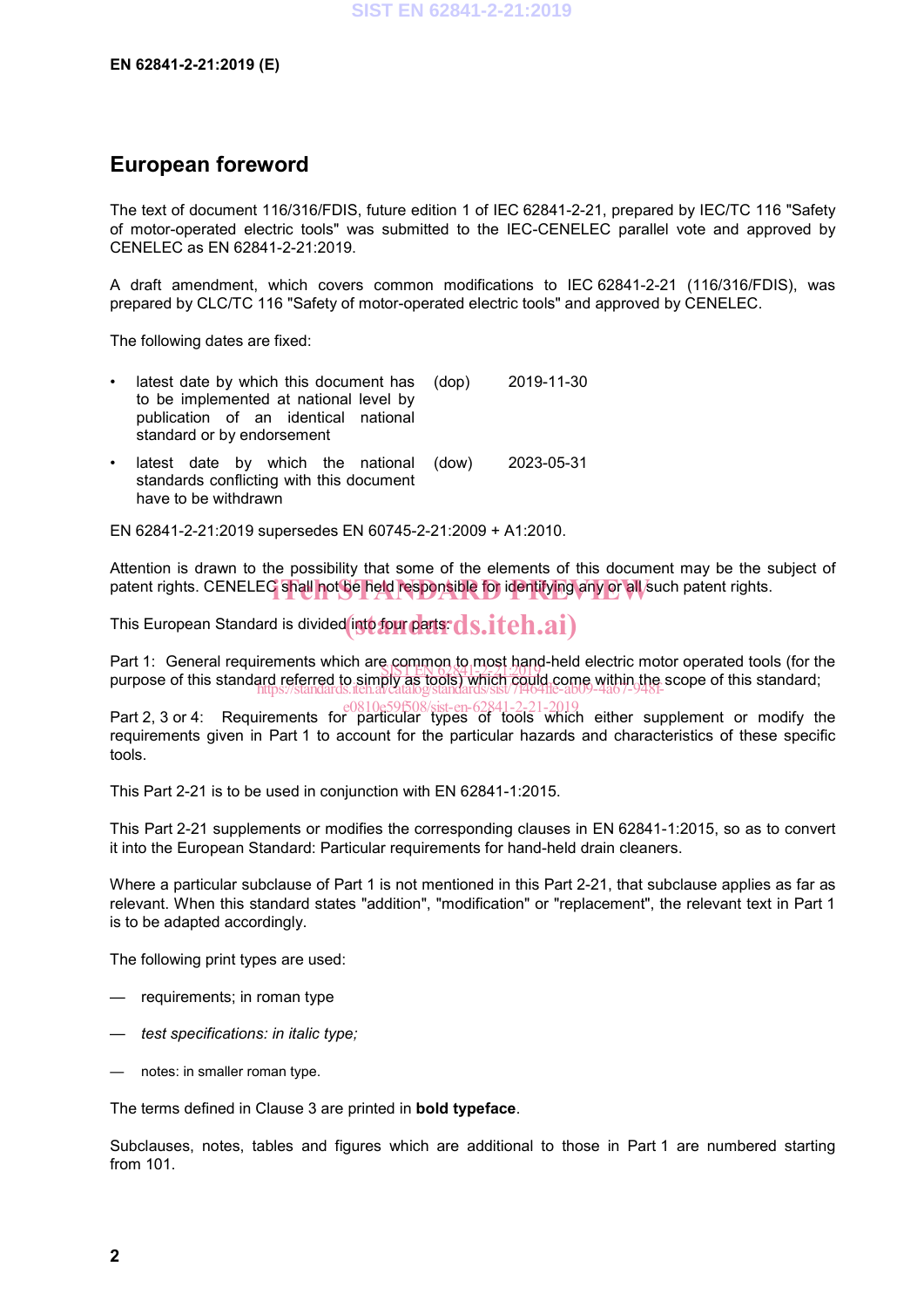## European foreword

The text of document 116/316/FDIS, future edition 1 of IEC 62841-2-21, prepared by IEC/TC 116 "Safety of motor-operated electric tools" was submitted to the IEC-CENELEC parallel vote and approved by CENELEC as EN 62841-2-21:2019.

A draft amendment, which covers common modifications to IEC 62841-2-21 (116/316/FDIS), was prepared by CLC/TC 116 "Safety of motor-operated electric tools" and approved by CENELEC.

The following dates are fixed:

- latest date by which this document has to be implemented at national level by publication of an identical national standard or by endorsement (dop) 2019-11-30
- latest date by which the national standards conflicting with this document have to be withdrawn (dow) 2023-05-31

EN 62841-2-21:2019 supersedes EN 60745-2-21:2009 + A1:2010.

Attention is drawn to the possibility that some of the elements of this document may be the subject of patent rights. CENELEC shall not be held responsible for identifying any or all such patent rights.

This European Standard is divided into four parts:

Part 1: General requirements which are common to most hand-held electric motor operated tools (for the purpose of this standard referred to simply as tools) which could come within the scope of this standard;

Part 2, 3 or 4: Requirements for particular types of tools which either supplement or modify the requirements given in Part 1 to account for the particular hazards and characteristics of these specific tools.

This Part 2-21 is to be used in conjunction with EN 62841-1:2015.

This Part 2-21 supplements or modifies the corresponding clauses in EN 62841-1:2015, so as to convert it into the European Standard: Particular requirements for hand-held drain cleaners.

Where a particular subclause of Part 1 is not mentioned in this Part 2-21, that subclause applies as far as relevant. When this standard states "addition", "modification" or "replacement", the relevant text in Part 1 is to be adapted accordingly.

The following print types are used:

— requirements; in roman type

— *test specifications: in italic type;*

— notes: in smaller roman type.

The terms defined in Clause 3 are printed in **bold typeface**.

Subclauses, notes, tables and figures which are additional to those in Part 1 are numbered starting from 101.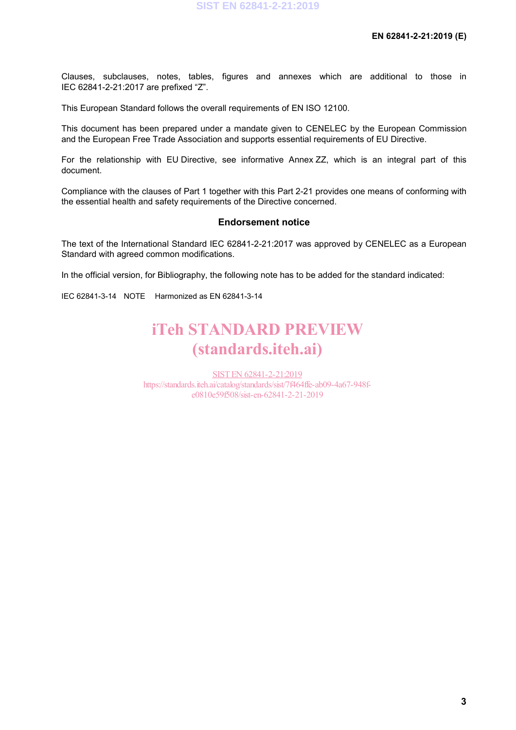Clauses, subclauses, notes, tables, figures and annexes which are additional to those in IEC 62841-2-21:2017 are prefixed "Z".

This European Standard follows the overall requirements of EN ISO 12100.

This document has been prepared under a mandate given to CENELEC by the European Commission and the European Free Trade Association and supports essential requirements of EU Directive.

For the relationship with EU Directive, see informative Annex ZZ, which is an integral part of this document.

Compliance with the clauses of Part 1 together with this Part 2-21 provides one means of conforming with the essential health and safety requirements of the Directive concerned.

## Endorsement notice

The text of the International Standard IEC 62841-2-21:2017 was approved by CENELEC as a European Standard with agreed common modifications.

In the official version, for Bibliography, the following note has to be added for the standard indicated:

IEC 62841-3-14 NOTE Harmonized as EN 62841-3-14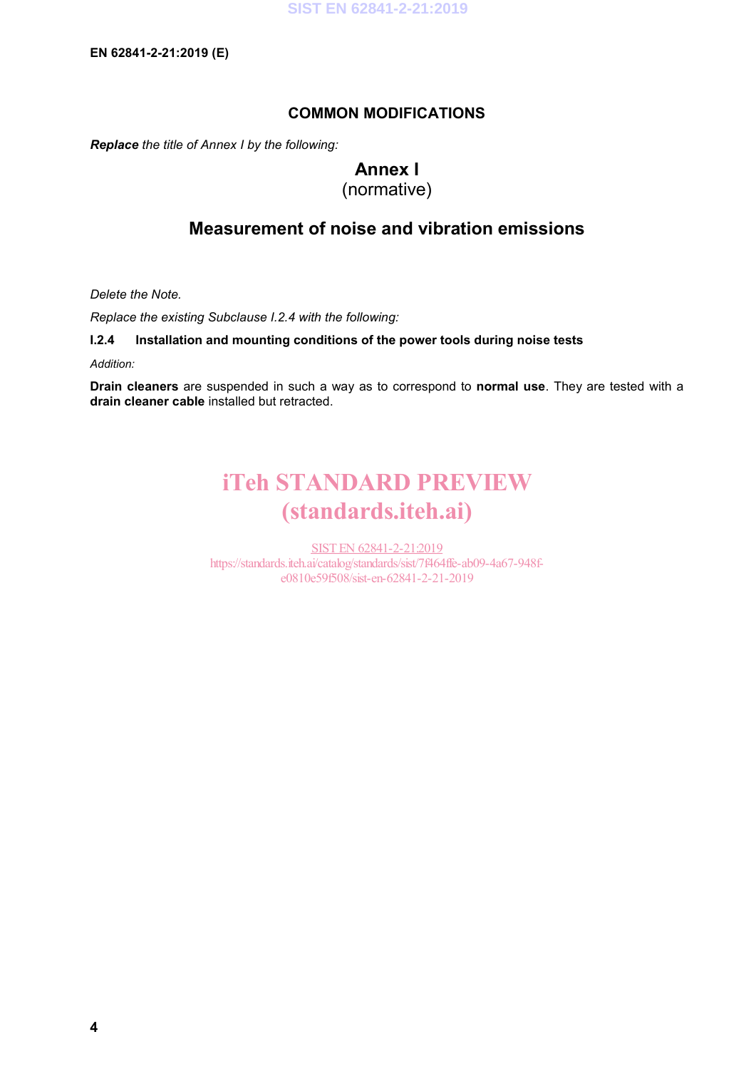## COMMON MODIFICATIONS

***Replace*** *the title of Annex I by the following:*

# Annex I
(normative)

## Measurement of noise and vibration emissions

*Delete the Note.*

*Replace the existing Subclause I.2.4 with the following:*

**I.2.4 Installation and mounting conditions of the power tools during noise tests**

*Addition:*

**Drain cleaners** are suspended in such a way as to correspond to **normal use**. They are tested with a **drain cleaner cable** installed but retracted.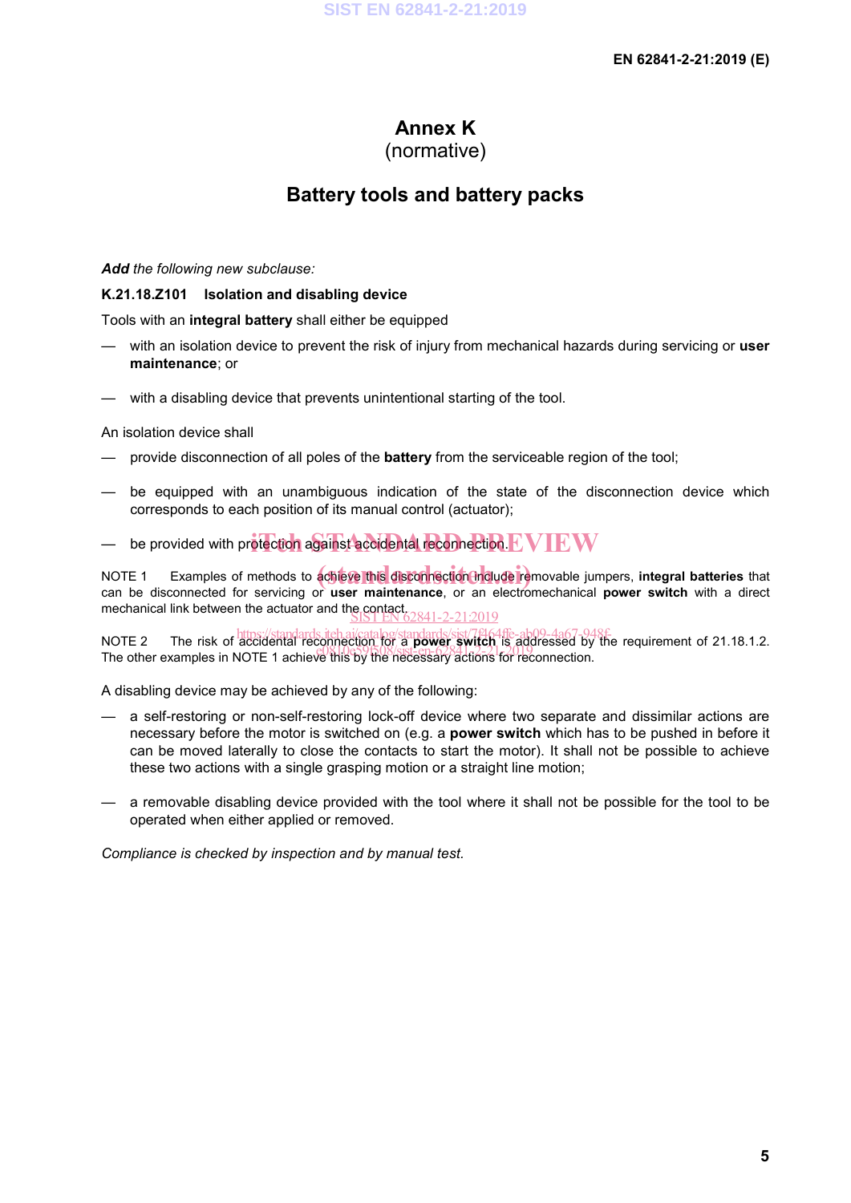# Annex K
(normative)

## Battery tools and battery packs

***Add** the following new subclause:*

**K.21.18.Z101 Isolation and disabling device**

Tools with an **integral battery** shall either be equipped

- with an isolation device to prevent the risk of injury from mechanical hazards during servicing or **user maintenance**; or
- with a disabling device that prevents unintentional starting of the tool.

An isolation device shall

- provide disconnection of all poles of the **battery** from the serviceable region of the tool;
- be equipped with an unambiguous indication of the state of the disconnection device which corresponds to each position of its manual control (actuator);
- be provided with protection against accidental reconnection.

NOTE 1 Examples of methods to achieve this disconnection include removable jumpers, **integral batteries** that can be disconnected for servicing or **user maintenance**, or an electromechanical **power switch** with a direct mechanical link between the actuator and the contact.

NOTE 2 The risk of accidental reconnection for a **power switch** is addressed by the requirement of 21.18.1.2. The other examples in NOTE 1 achieve this by the necessary actions for reconnection.

A disabling device may be achieved by any of the following:

- a self-restoring or non-self-restoring lock-off device where two separate and dissimilar actions are necessary before the motor is switched on (e.g. a **power switch** which has to be pushed in before it can be moved laterally to close the contacts to start the motor). It shall not be possible to achieve these two actions with a single grasping motion or a straight line motion;
- a removable disabling device provided with the tool where it shall not be possible for the tool to be operated when either applied or removed.

*Compliance is checked by inspection and by manual test.*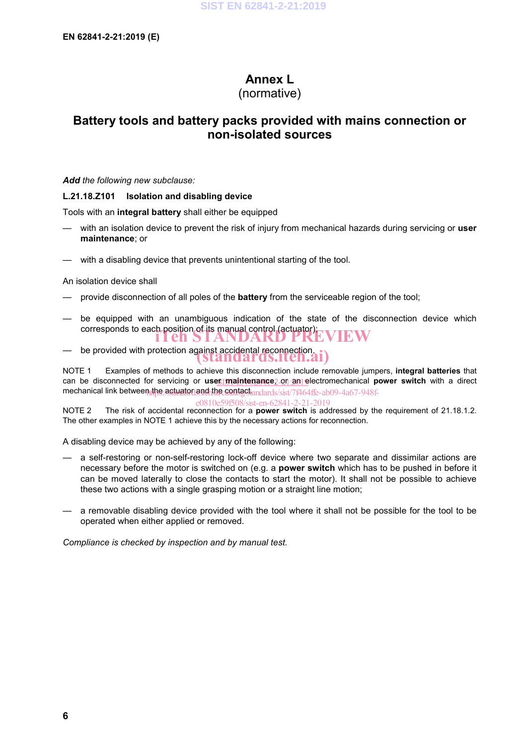# Annex L
(normative)

## Battery tools and battery packs provided with mains connection or non-isolated sources

***Add** the following new subclause:*

**L.21.18.Z101 Isolation and disabling device**

Tools with an **integral battery** shall either be equipped

— with an isolation device to prevent the risk of injury from mechanical hazards during servicing or **user maintenance**; or

— with a disabling device that prevents unintentional starting of the tool.

An isolation device shall

— provide disconnection of all poles of the **battery** from the serviceable region of the tool;

— be equipped with an unambiguous indication of the state of the disconnection device which corresponds to each position of its manual control (actuator);

— be provided with protection against accidental reconnection.

NOTE 1 Examples of methods to achieve this disconnection include removable jumpers, **integral batteries** that can be disconnected for servicing or **user maintenance**, or an electromechanical **power switch** with a direct mechanical link between the actuator and the contact.

NOTE 2 The risk of accidental reconnection for a **power switch** is addressed by the requirement of 21.18.1.2. The other examples in NOTE 1 achieve this by the necessary actions for reconnection.

A disabling device may be achieved by any of the following:

— a self-restoring or non-self-restoring lock-off device where two separate and dissimilar actions are necessary before the motor is switched on (e.g. a **power switch** which has to be pushed in before it can be moved laterally to close the contacts to start the motor). It shall not be possible to achieve these two actions with a single grasping motion or a straight line motion;

— a removable disabling device provided with the tool where it shall not be possible for the tool to be operated when either applied or removed.

*Compliance is checked by inspection and by manual test.*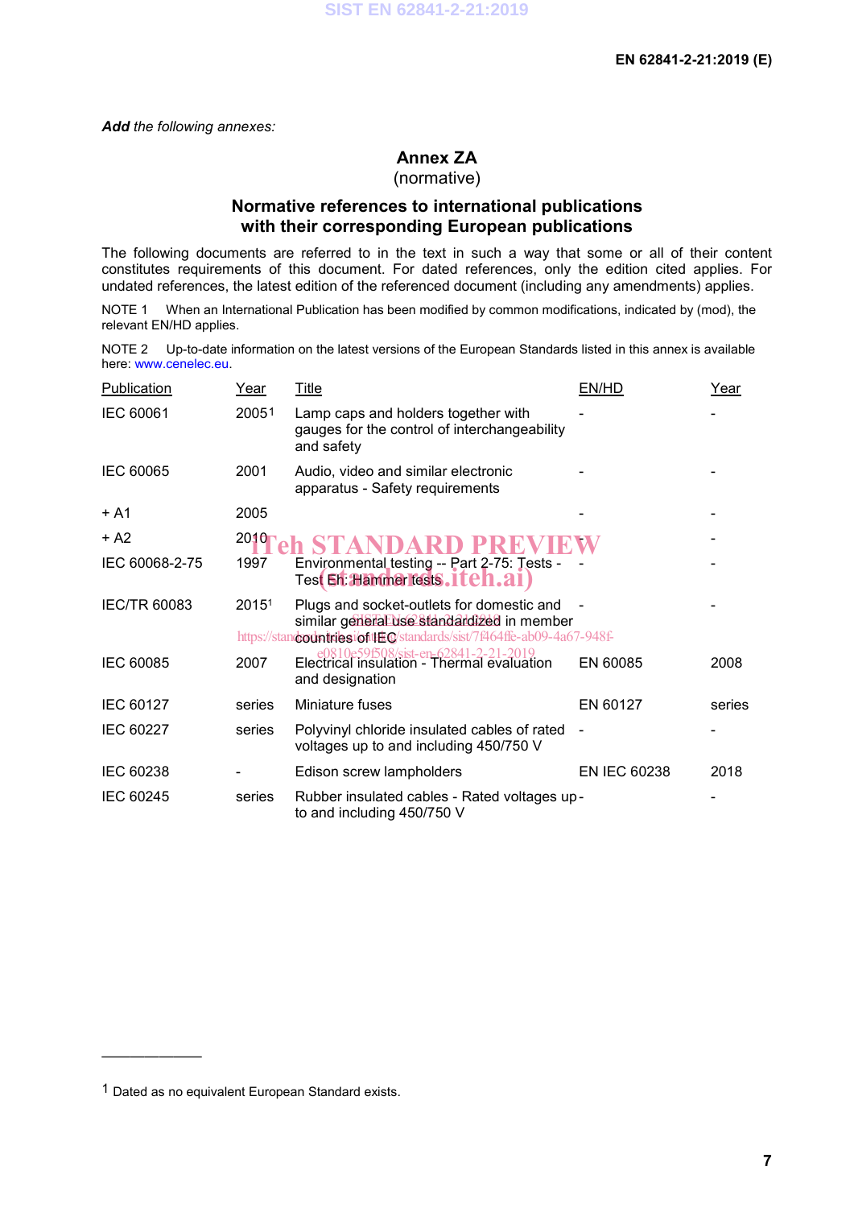*Add* the following annexes:

# Annex ZA
(normative)

## Normative references to international publications with their corresponding European publications

The following documents are referred to in the text in such a way that some or all of their content constitutes requirements of this document. For dated references, only the edition cited applies. For undated references, the latest edition of the referenced document (including any amendments) applies.

NOTE 1 When an International Publication has been modified by common modifications, indicated by (mod), the relevant EN/HD applies.

NOTE 2 Up-to-date information on the latest versions of the European Standards listed in this annex is available here: www.cenelec.eu.

| Publication | Year | Title | EN/HD | Year |
|---|---|---|---|---|
| IEC 60061 | 2005[1] | Lamp caps and holders together with gauges for the control of interchangeability and safety | - | - |
| IEC 60065 | 2001 | Audio, video and similar electronic apparatus - Safety requirements | - | - |
| + A1 | 2005 | | - | - |
| + A2 | 2010 | | - | - |
| IEC 60068-2-75 | 1997 | Environmental testing -- Part 2-75: Tests - Test Eh: Hammer tests | - | - |
| IEC/TR 60083 | 2015[1] | Plugs and socket-outlets for domestic and similar general use standardized in member countries of IEC | - | - |
| IEC 60085 | 2007 | Electrical insulation - Thermal evaluation and designation | EN 60085 | 2008 |
| IEC 60127 | series | Miniature fuses | EN 60127 | series |
| IEC 60227 | series | Polyvinyl chloride insulated cables of rated voltages up to and including 450/750 V | - | - |
| IEC 60238 | - | Edison screw lampholders | EN IEC 60238 | 2018 |
| IEC 60245 | series | Rubber insulated cables - Rated voltages up to and including 450/750 V | - | - |

[1] Dated as no equivalent European Standard exists.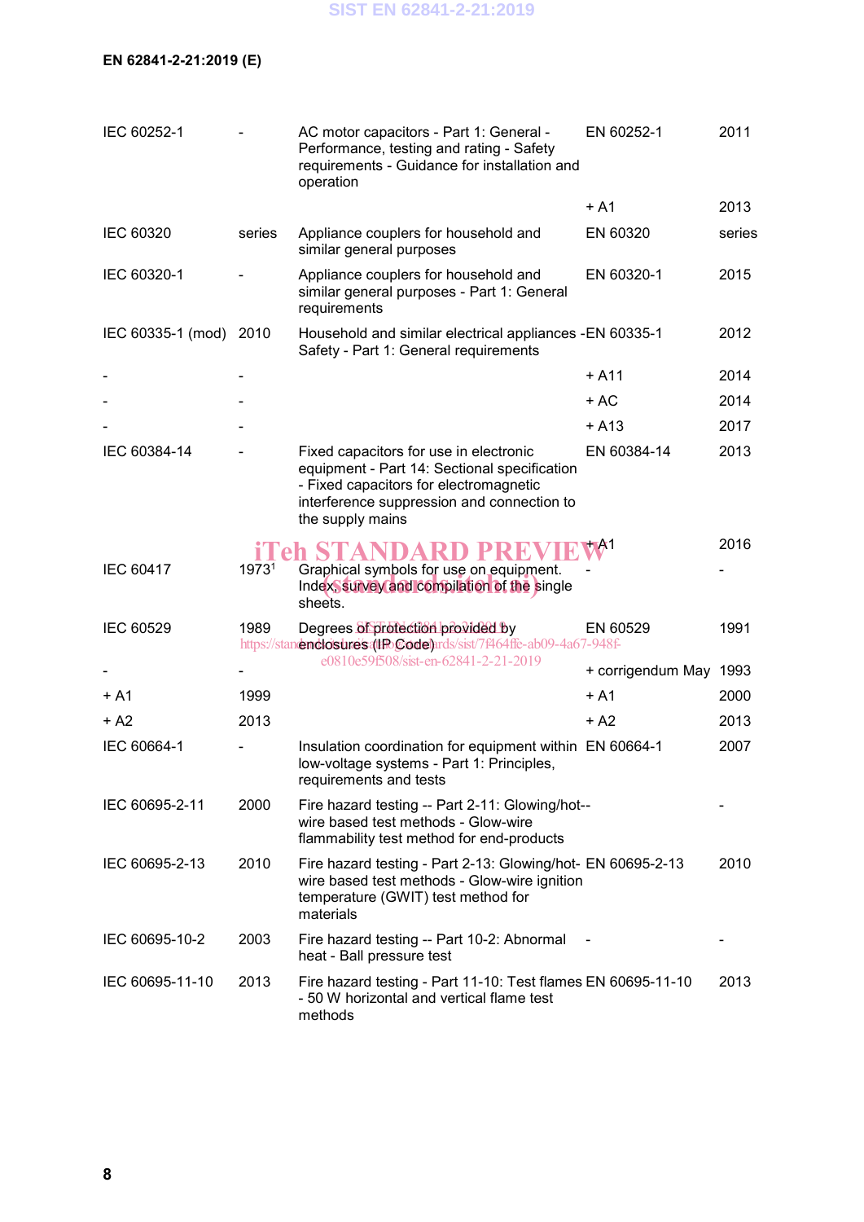| | | | | |
|---|---|---|---|---|
| IEC 60252-1 | - | AC motor capacitors - Part 1: General - Performance, testing and rating - Safety requirements - Guidance for installation and operation | EN 60252-1 | 2011 |
| | | | + A1 | 2013 |
| IEC 60320 | series | Appliance couplers for household and similar general purposes | EN 60320 | series |
| IEC 60320-1 | - | Appliance couplers for household and similar general purposes - Part 1: General requirements | EN 60320-1 | 2015 |
| IEC 60335-1 (mod) | 2010 | Household and similar electrical appliances - Safety - Part 1: General requirements | EN 60335-1 | 2012 |
| - | - | | + A11 | 2014 |
| - | - | | + AC | 2014 |
| - | - | | + A13 | 2017 |
| IEC 60384-14 | - | Fixed capacitors for use in electronic equipment - Part 14: Sectional specification - Fixed capacitors for electromagnetic interference suppression and connection to the supply mains | EN 60384-14 | 2013 |
| | | | + A1 | 2016 |
| IEC 60417 | 1973[1] | Graphical symbols for use on equipment. Index, survey and compilation of the single sheets. | - | - |
| IEC 60529 | 1989 | Degrees of protection provided by enclosures (IP Code) | EN 60529 | 1991 |
| - | - | | + corrigendum May | 1993 |
| + A1 | 1999 | | + A1 | 2000 |
| + A2 | 2013 | | + A2 | 2013 |
| IEC 60664-1 | - | Insulation coordination for equipment within low-voltage systems - Part 1: Principles, requirements and tests | EN 60664-1 | 2007 |
| IEC 60695-2-11 | 2000 | Fire hazard testing -- Part 2-11: Glowing/hot-wire based test methods - Glow-wire flammability test method for end-products | - | - |
| IEC 60695-2-13 | 2010 | Fire hazard testing - Part 2-13: Glowing/hot-wire based test methods - Glow-wire ignition temperature (GWIT) test method for materials | EN 60695-2-13 | 2010 |
| IEC 60695-10-2 | 2003 | Fire hazard testing -- Part 10-2: Abnormal heat - Ball pressure test | - | - |
| IEC 60695-11-10 | 2013 | Fire hazard testing - Part 11-10: Test flames - 50 W horizontal and vertical flame test methods | EN 60695-11-10 | 2013 |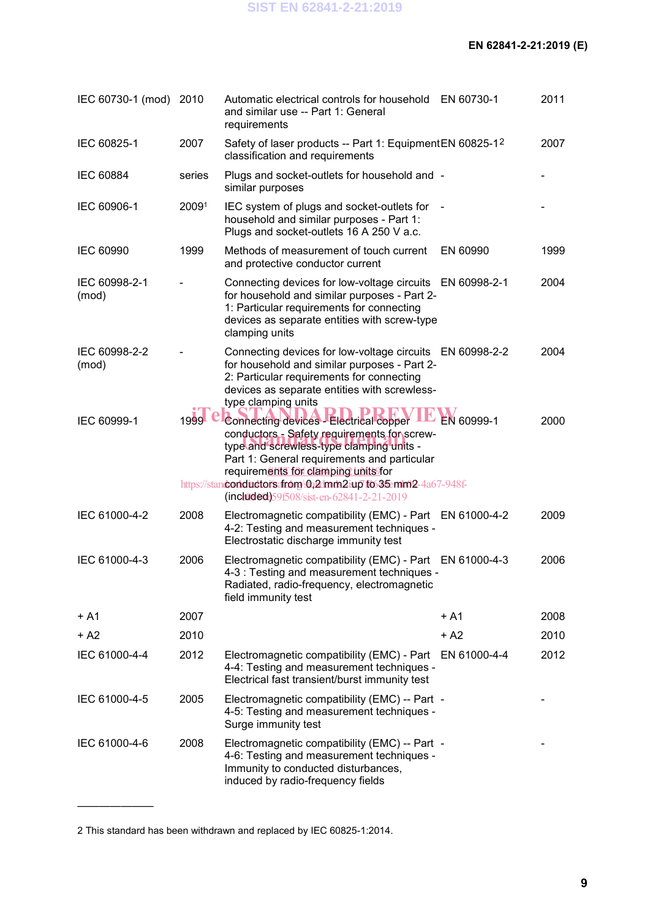| | | | | |
|---|---|---|---|---|
| IEC 60730-1 (mod) | 2010 | Automatic electrical controls for household and similar use -- Part 1: General requirements | EN 60730-1 | 2011 |
| IEC 60825-1 | 2007 | Safety of laser products -- Part 1: Equipment classification and requirements | EN 60825-1[2] | 2007 |
| IEC 60884 | series | Plugs and socket-outlets for household and similar purposes | - | - |
| IEC 60906-1 | 2009[1] | IEC system of plugs and socket-outlets for household and similar purposes - Part 1: Plugs and socket-outlets 16 A 250 V a.c. | - | - |
| IEC 60990 | 1999 | Methods of measurement of touch current and protective conductor current | EN 60990 | 1999 |
| IEC 60998-2-1 (mod) | - | Connecting devices for low-voltage circuits for household and similar purposes - Part 2-1: Particular requirements for connecting devices as separate entities with screw-type clamping units | EN 60998-2-1 | 2004 |
| IEC 60998-2-2 (mod) | - | Connecting devices for low-voltage circuits for household and similar purposes - Part 2-2: Particular requirements for connecting devices as separate entities with screwless-type clamping units | EN 60998-2-2 | 2004 |
| IEC 60999-1 | 1999 | Connecting devices - Electrical copper conductors - Safety requirements for screw-type and screwless-type clamping units - Part 1: General requirements and particular requirements for clamping units for conductors from 0,2 mm2 up to 35 mm2 (included) | EN 60999-1 | 2000 |
| IEC 61000-4-2 | 2008 | Electromagnetic compatibility (EMC) - Part 4-2: Testing and measurement techniques - Electrostatic discharge immunity test | EN 61000-4-2 | 2009 |
| IEC 61000-4-3 | 2006 | Electromagnetic compatibility (EMC) - Part 4-3 : Testing and measurement techniques - Radiated, radio-frequency, electromagnetic field immunity test | EN 61000-4-3 | 2006 |
| + A1 | 2007 | | + A1 | 2008 |
| + A2 | 2010 | | + A2 | 2010 |
| IEC 61000-4-4 | 2012 | Electromagnetic compatibility (EMC) - Part 4-4: Testing and measurement techniques - Electrical fast transient/burst immunity test | EN 61000-4-4 | 2012 |
| IEC 61000-4-5 | 2005 | Electromagnetic compatibility (EMC) -- Part 4-5: Testing and measurement techniques - Surge immunity test | - | - |
| IEC 61000-4-6 | 2008 | Electromagnetic compatibility (EMC) -- Part 4-6: Testing and measurement techniques - Immunity to conducted disturbances, induced by radio-frequency fields | - | - |

---

2 This standard has been withdrawn and replaced by IEC 60825-1:2014.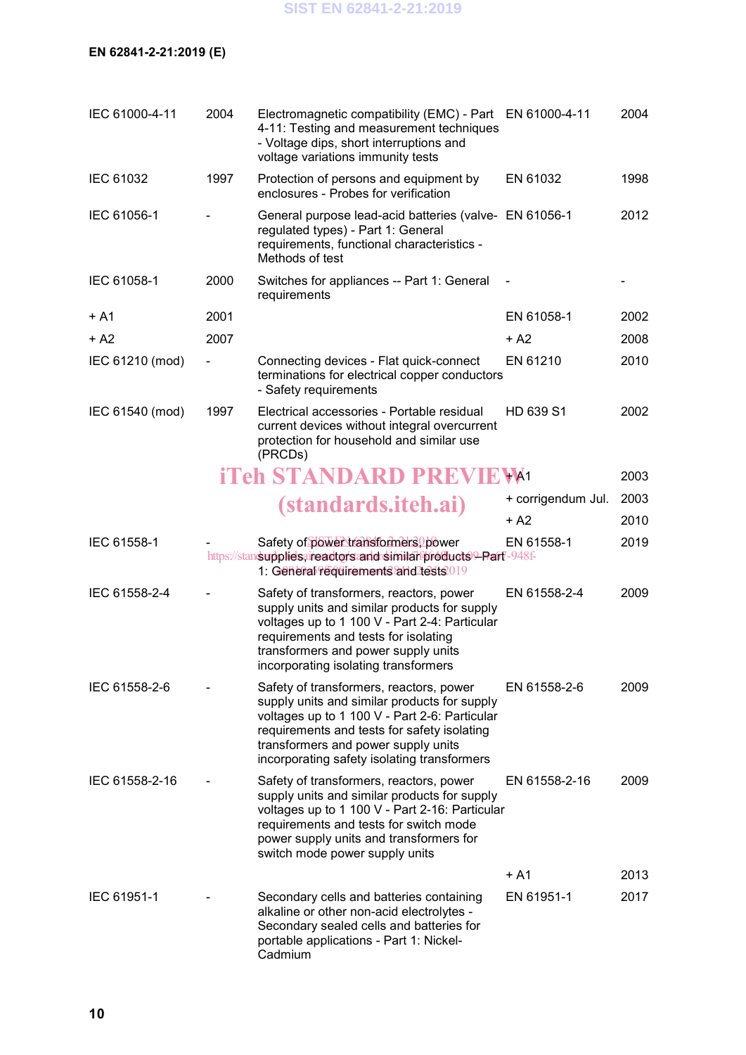| | | | | |
|---|---|---|---|---|
| IEC 61000-4-11 | 2004 | Electromagnetic compatibility (EMC) - Part 4-11: Testing and measurement techniques - Voltage dips, short interruptions and voltage variations immunity tests | EN 61000-4-11 | 2004 |
| IEC 61032 | 1997 | Protection of persons and equipment by enclosures - Probes for verification | EN 61032 | 1998 |
| IEC 61056-1 | - | General purpose lead-acid batteries (valve-regulated types) - Part 1: General requirements, functional characteristics - Methods of test | EN 61056-1 | 2012 |
| IEC 61058-1 | 2000 | Switches for appliances -- Part 1: General requirements | - | - |
| + A1 | 2001 | | EN 61058-1 | 2002 |
| + A2 | 2007 | | + A2 | 2008 |
| IEC 61210 (mod) | - | Connecting devices - Flat quick-connect terminations for electrical copper conductors - Safety requirements | EN 61210 | 2010 |
| IEC 61540 (mod) | 1997 | Electrical accessories - Portable residual current devices without integral overcurrent protection for household and similar use (PRCDs) | HD 639 S1 | 2002 |
| | | | + A1 | 2003 |
| | | | + corrigendum Jul. | 2003 |
| | | | + A2 | 2010 |
| IEC 61558-1 | - | Safety of power transformers, power supplies, reactors and similar products - Part 1: General requirements and tests | EN 61558-1 | 2019 |
| IEC 61558-2-4 | - | Safety of transformers, reactors, power supply units and similar products for supply voltages up to 1 100 V - Part 2-4: Particular requirements and tests for isolating transformers and power supply units incorporating isolating transformers | EN 61558-2-4 | 2009 |
| IEC 61558-2-6 | - | Safety of transformers, reactors, power supply units and similar products for supply voltages up to 1 100 V - Part 2-6: Particular requirements and tests for safety isolating transformers and power supply units incorporating safety isolating transformers | EN 61558-2-6 | 2009 |
| IEC 61558-2-16 | - | Safety of transformers, reactors, power supply units and similar products for supply voltages up to 1 100 V - Part 2-16: Particular requirements and tests for switch mode power supply units and transformers for switch mode power supply units | EN 61558-2-16 | 2009 |
| | | | + A1 | 2013 |
| IEC 61951-1 | - | Secondary cells and batteries containing alkaline or other non-acid electrolytes - Secondary sealed cells and batteries for portable applications - Part 1: Nickel-Cadmium | EN 61951-1 | 2017 |